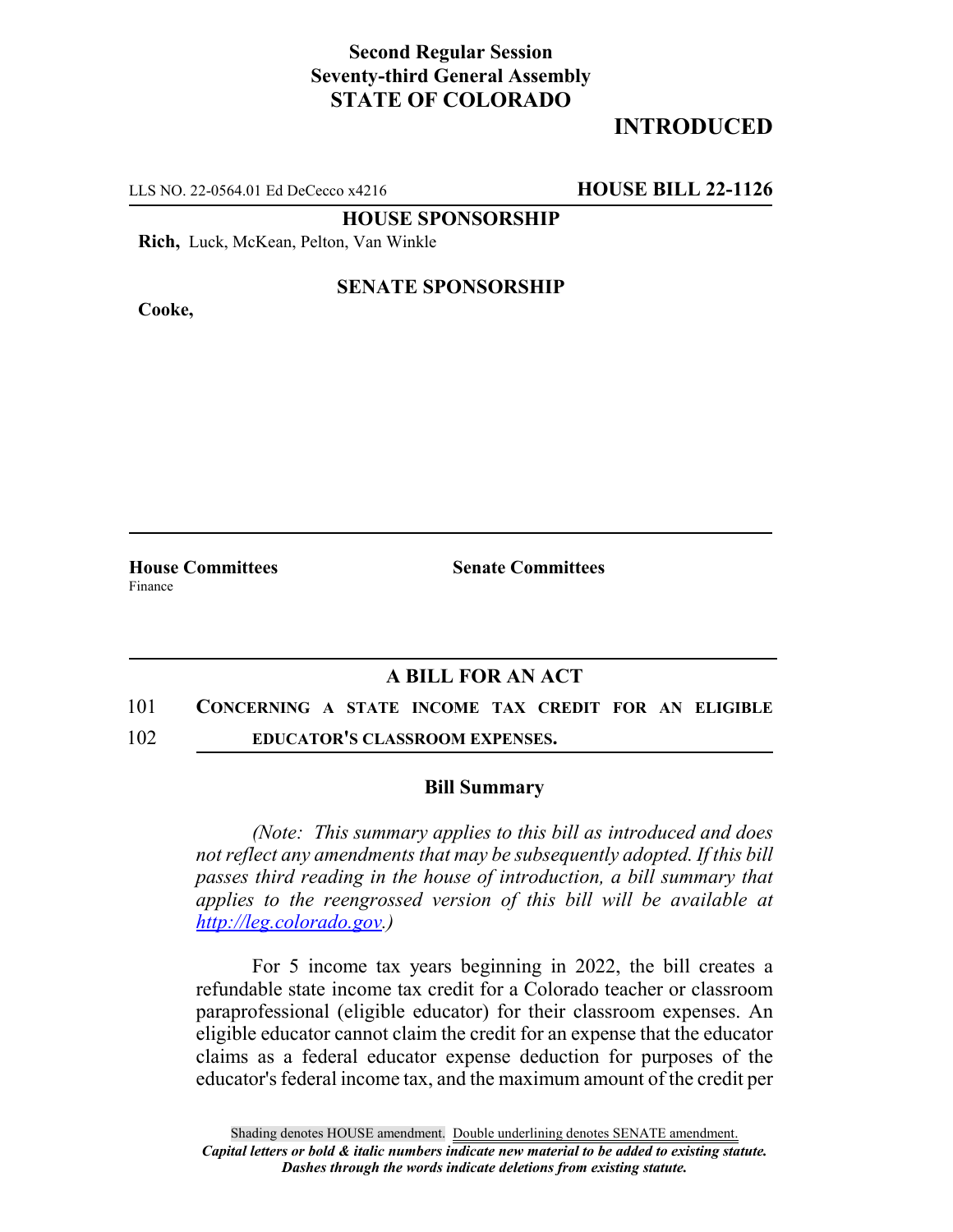**Second Regular Session**
**Seventy-third General Assembly**
**STATE OF COLORADO**

**INTRODUCED**

LLS NO. 22-0564.01 Ed DeCecco x4216 **HOUSE BILL 22-1126**

**HOUSE SPONSORSHIP**

**Rich,** Luck, McKean, Pelton, Van Winkle

**SENATE SPONSORSHIP**

**Cooke,**

**House Committees**
Finance

**Senate Committees**

## A BILL FOR AN ACT

101 **CONCERNING A STATE INCOME TAX CREDIT FOR AN ELIGIBLE**
102 **EDUCATOR'S CLASSROOM EXPENSES.**

### Bill Summary

*(Note: This summary applies to this bill as introduced and does not reflect any amendments that may be subsequently adopted. If this bill passes third reading in the house of introduction, a bill summary that applies to the reengrossed version of this bill will be available at http://leg.colorado.gov.)*

For 5 income tax years beginning in 2022, the bill creates a refundable state income tax credit for a Colorado teacher or classroom paraprofessional (eligible educator) for their classroom expenses. An eligible educator cannot claim the credit for an expense that the educator claims as a federal educator expense deduction for purposes of the educator's federal income tax, and the maximum amount of the credit per

Shading denotes HOUSE amendment. Double underlining denotes SENATE amendment.
*Capital letters or bold & italic numbers indicate new material to be added to existing statute.*
*Dashes through the words indicate deletions from existing statute.*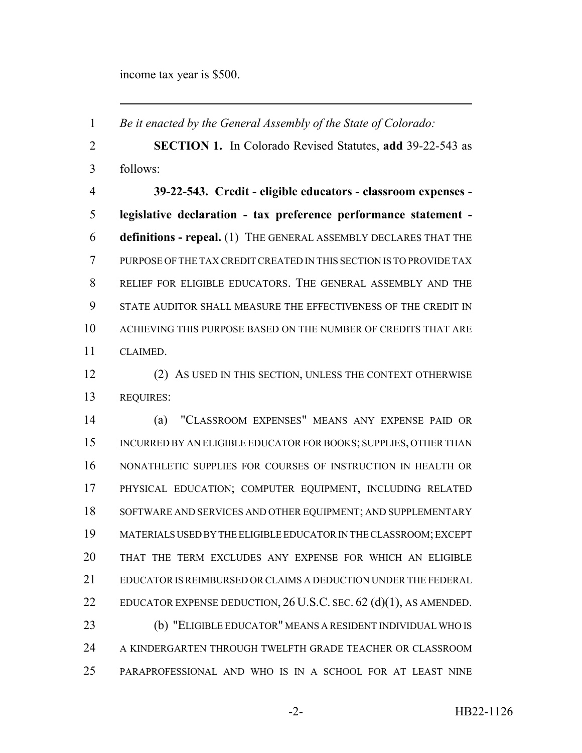income tax year is $500.

---

*Be it enacted by the General Assembly of the State of Colorado:*

**SECTION 1.** In Colorado Revised Statutes, **add** 39-22-543 as follows:

**39-22-543. Credit - eligible educators - classroom expenses - legislative declaration - tax preference performance statement - definitions - repeal.** (1) THE GENERAL ASSEMBLY DECLARES THAT THE PURPOSE OF THE TAX CREDIT CREATED IN THIS SECTION IS TO PROVIDE TAX RELIEF FOR ELIGIBLE EDUCATORS. THE GENERAL ASSEMBLY AND THE STATE AUDITOR SHALL MEASURE THE EFFECTIVENESS OF THE CREDIT IN ACHIEVING THIS PURPOSE BASED ON THE NUMBER OF CREDITS THAT ARE CLAIMED.

(2) AS USED IN THIS SECTION, UNLESS THE CONTEXT OTHERWISE REQUIRES:

(a) "CLASSROOM EXPENSES" MEANS ANY EXPENSE PAID OR INCURRED BY AN ELIGIBLE EDUCATOR FOR BOOKS; SUPPLIES, OTHER THAN NONATHLETIC SUPPLIES FOR COURSES OF INSTRUCTION IN HEALTH OR PHYSICAL EDUCATION; COMPUTER EQUIPMENT, INCLUDING RELATED SOFTWARE AND SERVICES AND OTHER EQUIPMENT; AND SUPPLEMENTARY MATERIALS USED BY THE ELIGIBLE EDUCATOR IN THE CLASSROOM; EXCEPT THAT THE TERM EXCLUDES ANY EXPENSE FOR WHICH AN ELIGIBLE EDUCATOR IS REIMBURSED OR CLAIMS A DEDUCTION UNDER THE FEDERAL EDUCATOR EXPENSE DEDUCTION, 26 U.S.C. SEC. 62 (d)(1), AS AMENDED.

(b) "ELIGIBLE EDUCATOR" MEANS A RESIDENT INDIVIDUAL WHO IS A KINDERGARTEN THROUGH TWELFTH GRADE TEACHER OR CLASSROOM PARAPROFESSIONAL AND WHO IS IN A SCHOOL FOR AT LEAST NINE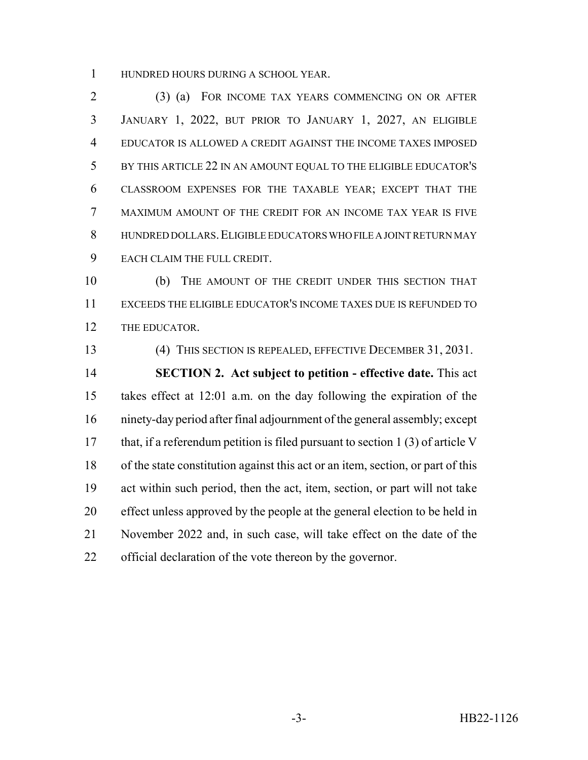HUNDRED HOURS DURING A SCHOOL YEAR.

(3) (a) FOR INCOME TAX YEARS COMMENCING ON OR AFTER JANUARY 1, 2022, BUT PRIOR TO JANUARY 1, 2027, AN ELIGIBLE EDUCATOR IS ALLOWED A CREDIT AGAINST THE INCOME TAXES IMPOSED BY THIS ARTICLE 22 IN AN AMOUNT EQUAL TO THE ELIGIBLE EDUCATOR'S CLASSROOM EXPENSES FOR THE TAXABLE YEAR; EXCEPT THAT THE MAXIMUM AMOUNT OF THE CREDIT FOR AN INCOME TAX YEAR IS FIVE HUNDRED DOLLARS. ELIGIBLE EDUCATORS WHO FILE A JOINT RETURN MAY EACH CLAIM THE FULL CREDIT.

(b) THE AMOUNT OF THE CREDIT UNDER THIS SECTION THAT EXCEEDS THE ELIGIBLE EDUCATOR'S INCOME TAXES DUE IS REFUNDED TO THE EDUCATOR.

(4) THIS SECTION IS REPEALED, EFFECTIVE DECEMBER 31, 2031.

**SECTION 2. Act subject to petition - effective date.** This act takes effect at 12:01 a.m. on the day following the expiration of the ninety-day period after final adjournment of the general assembly; except that, if a referendum petition is filed pursuant to section 1 (3) of article V of the state constitution against this act or an item, section, or part of this act within such period, then the act, item, section, or part will not take effect unless approved by the people at the general election to be held in November 2022 and, in such case, will take effect on the date of the official declaration of the vote thereon by the governor.